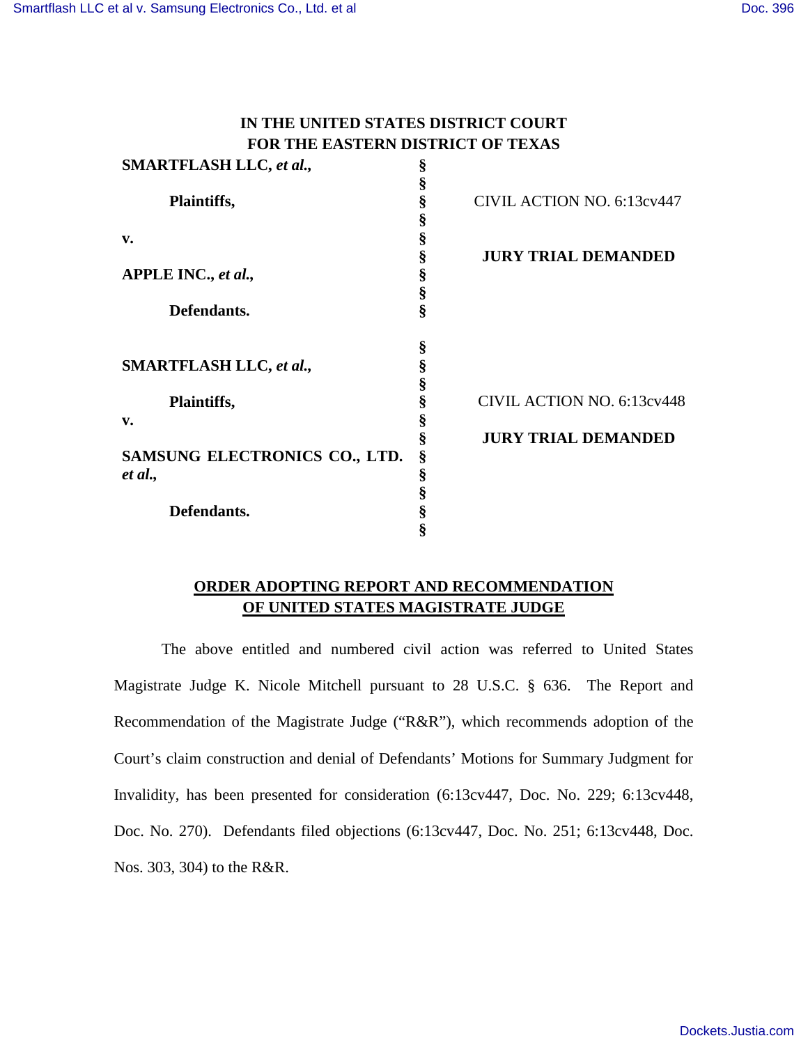**IN THE UNITED STATES DISTRICT COURT**
**FOR THE EASTERN DISTRICT OF TEXAS**

| | | |
|---|---|---|
| **SMARTFLASH LLC, *et al.*,** | § | |
| | § | |
| **Plaintiffs,** | § | CIVIL ACTION NO. 6:13cv447 |
| | § | |
| **v.** | § | |
| | § | **JURY TRIAL DEMANDED** |
| **APPLE INC., *et al.*,** | § | |
| | § | |
| **Defendants.** | § | |

| | | |
|---|---|---|
| | § | |
| **SMARTFLASH LLC, *et al.*,** | § | |
| | § | |
| **Plaintiffs,** | § | CIVIL ACTION NO. 6:13cv448 |
| **v.** | § | |
| | § | **JURY TRIAL DEMANDED** |
| **SAMSUNG ELECTRONICS CO., LTD. *et al.*,** | § | |
| | § | |
| | § | |
| **Defendants.** | § | |
| | § | |

**ORDER ADOPTING REPORT AND RECOMMENDATION OF UNITED STATES MAGISTRATE JUDGE**

The above entitled and numbered civil action was referred to United States Magistrate Judge K. Nicole Mitchell pursuant to 28 U.S.C. § 636. The Report and Recommendation of the Magistrate Judge ("R&R"), which recommends adoption of the Court's claim construction and denial of Defendants' Motions for Summary Judgment for Invalidity, has been presented for consideration (6:13cv447, Doc. No. 229; 6:13cv448, Doc. No. 270). Defendants filed objections (6:13cv447, Doc. No. 251; 6:13cv448, Doc. Nos. 303, 304) to the R&R.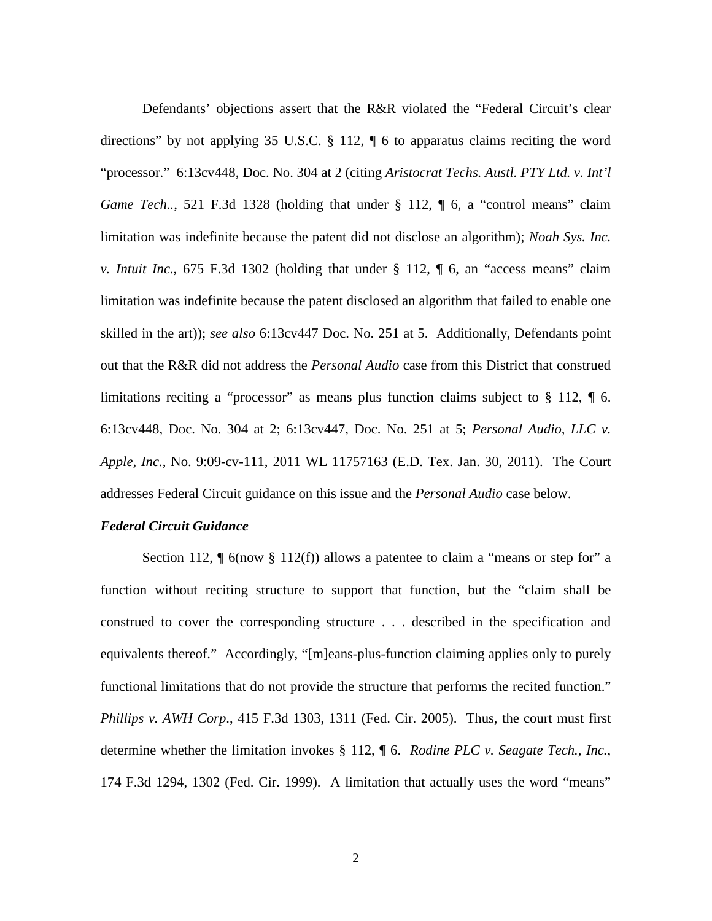Defendants' objections assert that the R&R violated the "Federal Circuit's clear directions" by not applying 35 U.S.C. § 112, ¶ 6 to apparatus claims reciting the word "processor." 6:13cv448, Doc. No. 304 at 2 (citing *Aristocrat Techs. Austl. PTY Ltd. v. Int'l Game Tech.*., 521 F.3d 1328 (holding that under § 112, ¶ 6, a "control means" claim limitation was indefinite because the patent did not disclose an algorithm); *Noah Sys. Inc. v. Intuit Inc.*, 675 F.3d 1302 (holding that under § 112, ¶ 6, an "access means" claim limitation was indefinite because the patent disclosed an algorithm that failed to enable one skilled in the art)); *see also* 6:13cv447 Doc. No. 251 at 5. Additionally, Defendants point out that the R&R did not address the *Personal Audio* case from this District that construed limitations reciting a "processor" as means plus function claims subject to § 112, ¶ 6. 6:13cv448, Doc. No. 304 at 2; 6:13cv447, Doc. No. 251 at 5; *Personal Audio, LLC v. Apple, Inc.*, No. 9:09-cv-111, 2011 WL 11757163 (E.D. Tex. Jan. 30, 2011). The Court addresses Federal Circuit guidance on this issue and the *Personal Audio* case below.

***Federal Circuit Guidance***

Section 112, ¶ 6(now § 112(f)) allows a patentee to claim a "means or step for" a function without reciting structure to support that function, but the "claim shall be construed to cover the corresponding structure . . . described in the specification and equivalents thereof." Accordingly, "[m]eans-plus-function claiming applies only to purely functional limitations that do not provide the structure that performs the recited function." *Phillips v. AWH Corp.*, 415 F.3d 1303, 1311 (Fed. Cir. 2005). Thus, the court must first determine whether the limitation invokes § 112, ¶ 6. *Rodine PLC v. Seagate Tech., Inc.*, 174 F.3d 1294, 1302 (Fed. Cir. 1999). A limitation that actually uses the word "means"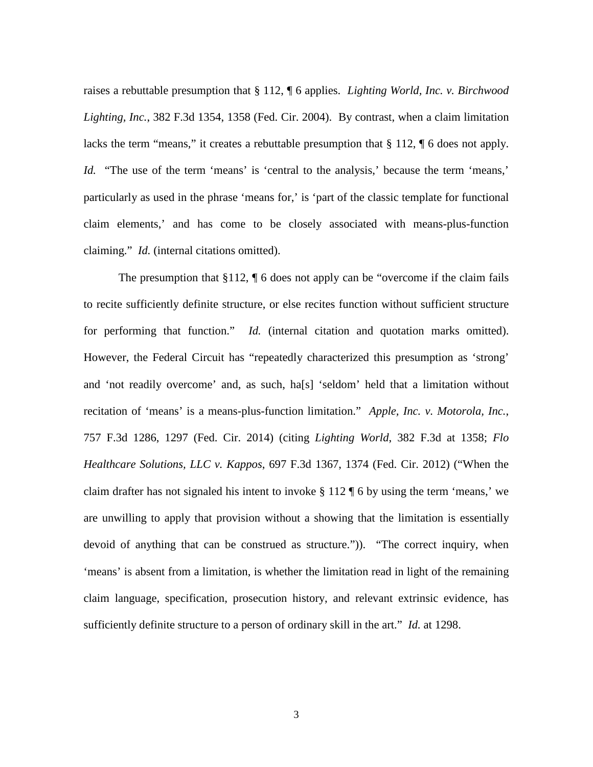raises a rebuttable presumption that § 112, ¶ 6 applies. *Lighting World, Inc. v. Birchwood Lighting, Inc.*, 382 F.3d 1354, 1358 (Fed. Cir. 2004). By contrast, when a claim limitation lacks the term "means," it creates a rebuttable presumption that § 112, ¶ 6 does not apply. *Id.* "The use of the term 'means' is 'central to the analysis,' because the term 'means,' particularly as used in the phrase 'means for,' is 'part of the classic template for functional claim elements,' and has come to be closely associated with means-plus-function claiming." *Id.* (internal citations omitted).

The presumption that §112, ¶ 6 does not apply can be "overcome if the claim fails to recite sufficiently definite structure, or else recites function without sufficient structure for performing that function." *Id.* (internal citation and quotation marks omitted). However, the Federal Circuit has "repeatedly characterized this presumption as 'strong' and 'not readily overcome' and, as such, ha[s] 'seldom' held that a limitation without recitation of 'means' is a means-plus-function limitation." *Apple, Inc. v. Motorola, Inc.*, 757 F.3d 1286, 1297 (Fed. Cir. 2014) (citing *Lighting World*, 382 F.3d at 1358; *Flo Healthcare Solutions, LLC v. Kappos*, 697 F.3d 1367, 1374 (Fed. Cir. 2012) ("When the claim drafter has not signaled his intent to invoke § 112 ¶ 6 by using the term 'means,' we are unwilling to apply that provision without a showing that the limitation is essentially devoid of anything that can be construed as structure.")). "The correct inquiry, when 'means' is absent from a limitation, is whether the limitation read in light of the remaining claim language, specification, prosecution history, and relevant extrinsic evidence, has sufficiently definite structure to a person of ordinary skill in the art." *Id.* at 1298.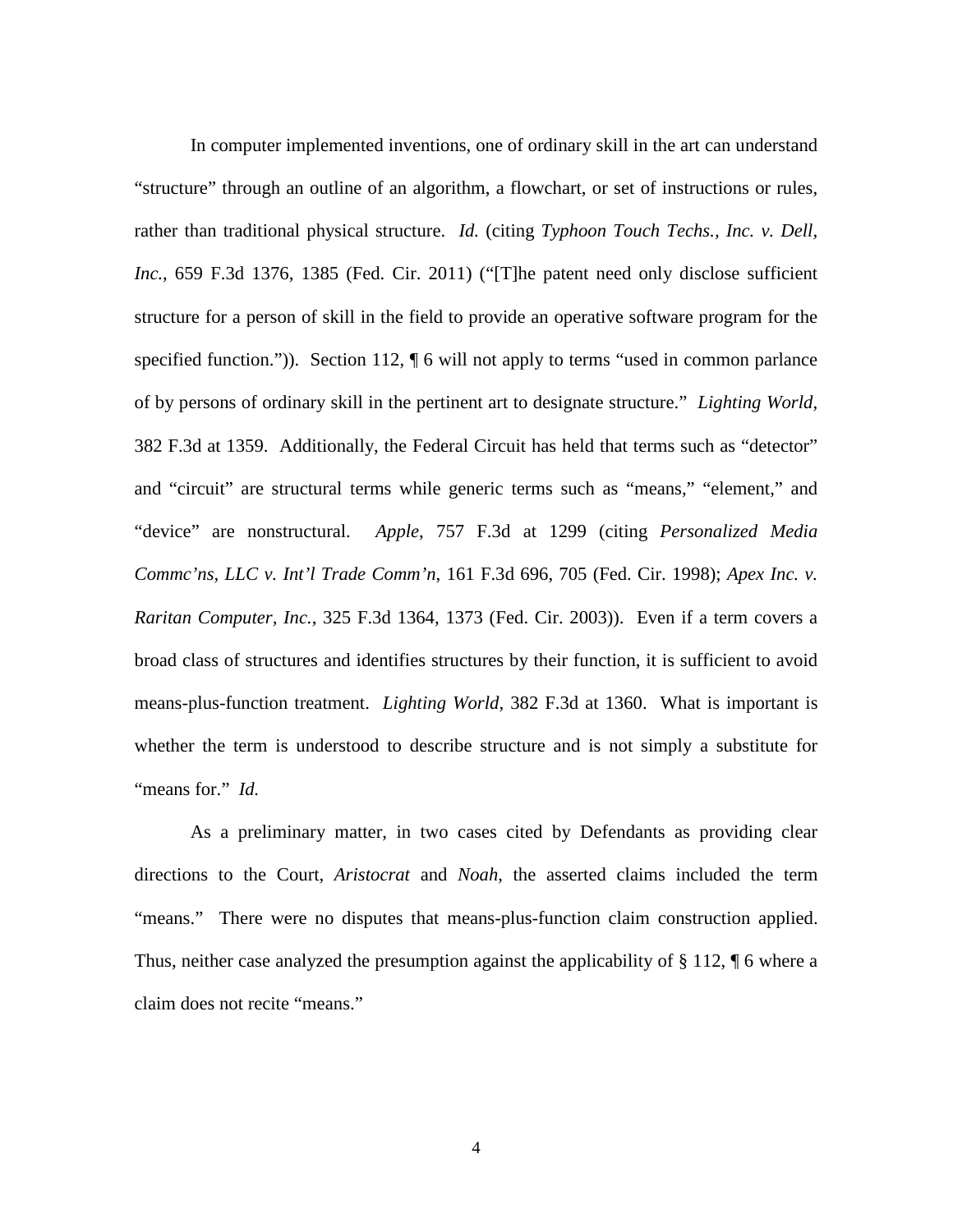In computer implemented inventions, one of ordinary skill in the art can understand "structure" through an outline of an algorithm, a flowchart, or set of instructions or rules, rather than traditional physical structure. *Id.* (citing *Typhoon Touch Techs., Inc. v. Dell, Inc.*, 659 F.3d 1376, 1385 (Fed. Cir. 2011) ("[T]he patent need only disclose sufficient structure for a person of skill in the field to provide an operative software program for the specified function.")). Section 112, ¶ 6 will not apply to terms "used in common parlance of by persons of ordinary skill in the pertinent art to designate structure." *Lighting World*, 382 F.3d at 1359. Additionally, the Federal Circuit has held that terms such as "detector" and "circuit" are structural terms while generic terms such as "means," "element," and "device" are nonstructural. *Apple*, 757 F.3d at 1299 (citing *Personalized Media Commc'ns, LLC v. Int'l Trade Comm'n*, 161 F.3d 696, 705 (Fed. Cir. 1998); *Apex Inc. v. Raritan Computer, Inc.*, 325 F.3d 1364, 1373 (Fed. Cir. 2003)). Even if a term covers a broad class of structures and identifies structures by their function, it is sufficient to avoid means-plus-function treatment. *Lighting World*, 382 F.3d at 1360. What is important is whether the term is understood to describe structure and is not simply a substitute for "means for." *Id.*

As a preliminary matter, in two cases cited by Defendants as providing clear directions to the Court, *Aristocrat* and *Noah*, the asserted claims included the term "means." There were no disputes that means-plus-function claim construction applied. Thus, neither case analyzed the presumption against the applicability of § 112, ¶ 6 where a claim does not recite "means."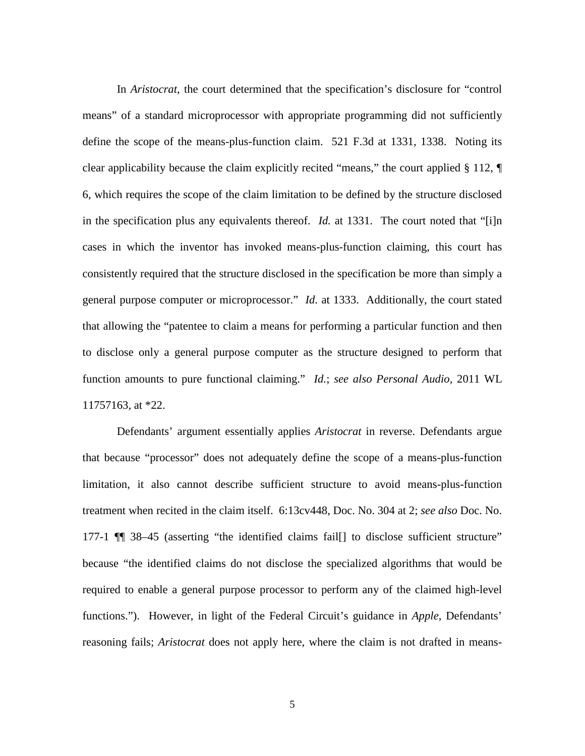In *Aristocrat*, the court determined that the specification's disclosure for "control means" of a standard microprocessor with appropriate programming did not sufficiently define the scope of the means-plus-function claim. 521 F.3d at 1331, 1338. Noting its clear applicability because the claim explicitly recited "means," the court applied § 112, ¶ 6, which requires the scope of the claim limitation to be defined by the structure disclosed in the specification plus any equivalents thereof. *Id.* at 1331. The court noted that "[i]n cases in which the inventor has invoked means-plus-function claiming, this court has consistently required that the structure disclosed in the specification be more than simply a general purpose computer or microprocessor." *Id*. at 1333. Additionally, the court stated that allowing the "patentee to claim a means for performing a particular function and then to disclose only a general purpose computer as the structure designed to perform that function amounts to pure functional claiming." *Id.*; *see also Personal Audio*, 2011 WL 11757163, at *22.

Defendants' argument essentially applies *Aristocrat* in reverse. Defendants argue that because "processor" does not adequately define the scope of a means-plus-function limitation, it also cannot describe sufficient structure to avoid means-plus-function treatment when recited in the claim itself. 6:13cv448, Doc. No. 304 at 2; *see also* Doc. No. 177-1 ¶¶ 38–45 (asserting "the identified claims fail[] to disclose sufficient structure" because "the identified claims do not disclose the specialized algorithms that would be required to enable a general purpose processor to perform any of the claimed high-level functions."). However, in light of the Federal Circuit's guidance in *Apple*, Defendants' reasoning fails; *Aristocrat* does not apply here, where the claim is not drafted in means-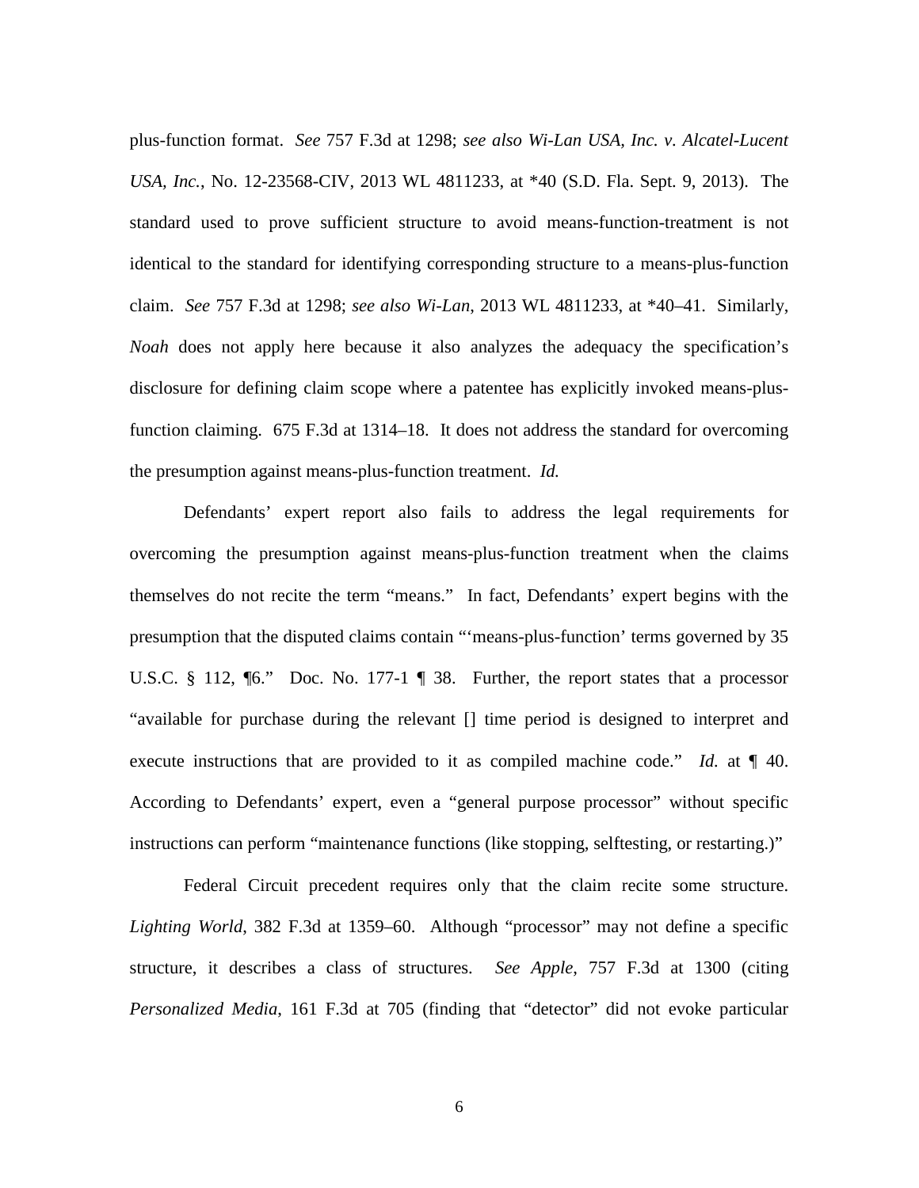plus-function format. *See* 757 F.3d at 1298; *see also Wi-Lan USA, Inc. v. Alcatel-Lucent USA, Inc.*, No. 12-23568-CIV, 2013 WL 4811233, at *40 (S.D. Fla. Sept. 9, 2013). The standard used to prove sufficient structure to avoid means-function-treatment is not identical to the standard for identifying corresponding structure to a means-plus-function claim. *See* 757 F.3d at 1298; *see also Wi-Lan*, 2013 WL 4811233, at *40–41. Similarly, *Noah* does not apply here because it also analyzes the adequacy the specification's disclosure for defining claim scope where a patentee has explicitly invoked means-plus-function claiming. 675 F.3d at 1314–18. It does not address the standard for overcoming the presumption against means-plus-function treatment. *Id.*

Defendants' expert report also fails to address the legal requirements for overcoming the presumption against means-plus-function treatment when the claims themselves do not recite the term "means." In fact, Defendants' expert begins with the presumption that the disputed claims contain "'means-plus-function' terms governed by 35 U.S.C. § 112, ¶6." Doc. No. 177-1 ¶ 38. Further, the report states that a processor "available for purchase during the relevant [] time period is designed to interpret and execute instructions that are provided to it as compiled machine code." *Id.* at ¶ 40. According to Defendants' expert, even a "general purpose processor" without specific instructions can perform "maintenance functions (like stopping, selftesting, or restarting.)"

Federal Circuit precedent requires only that the claim recite some structure. *Lighting World*, 382 F.3d at 1359–60. Although "processor" may not define a specific structure, it describes a class of structures. *See Apple*, 757 F.3d at 1300 (citing *Personalized Media*, 161 F.3d at 705 (finding that "detector" did not evoke particular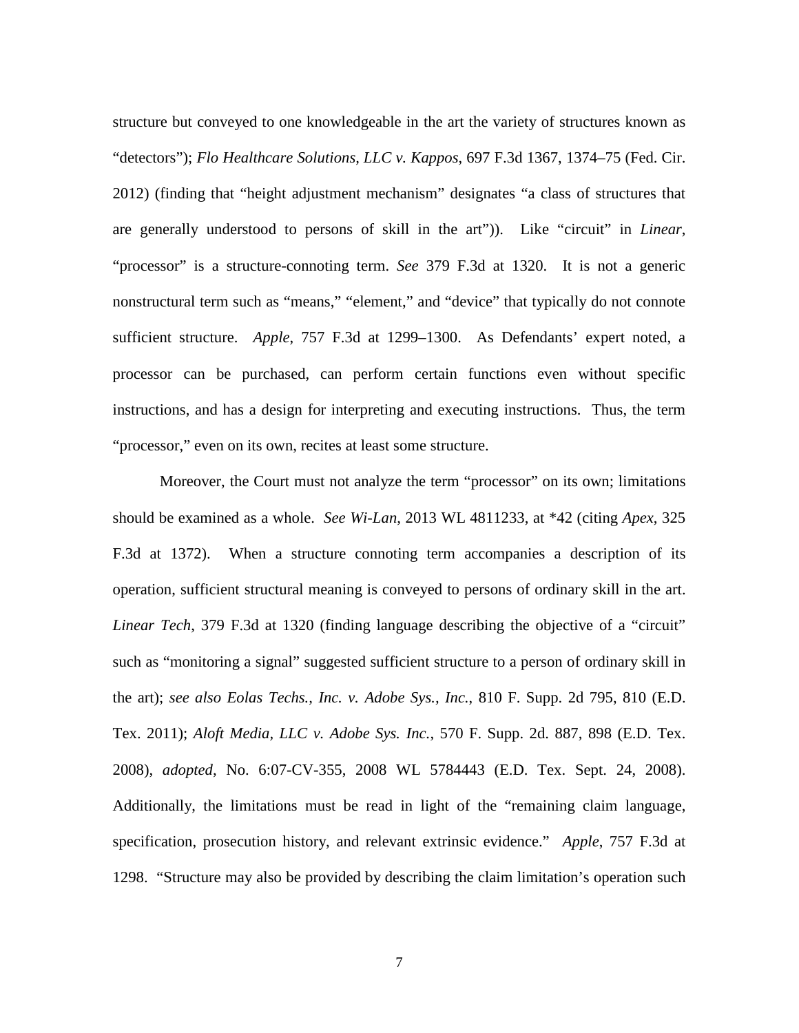structure but conveyed to one knowledgeable in the art the variety of structures known as "detectors"); *Flo Healthcare Solutions, LLC v. Kappos*, 697 F.3d 1367, 1374–75 (Fed. Cir. 2012) (finding that "height adjustment mechanism" designates "a class of structures that are generally understood to persons of skill in the art")). Like "circuit" in *Linear*, "processor" is a structure-connoting term. *See* 379 F.3d at 1320. It is not a generic nonstructural term such as "means," "element," and "device" that typically do not connote sufficient structure. *Apple*, 757 F.3d at 1299–1300. As Defendants' expert noted, a processor can be purchased, can perform certain functions even without specific instructions, and has a design for interpreting and executing instructions. Thus, the term "processor," even on its own, recites at least some structure.

Moreover, the Court must not analyze the term "processor" on its own; limitations should be examined as a whole. *See Wi-Lan*, 2013 WL 4811233, at *42 (citing *Apex*, 325 F.3d at 1372). When a structure connoting term accompanies a description of its operation, sufficient structural meaning is conveyed to persons of ordinary skill in the art. *Linear Tech*, 379 F.3d at 1320 (finding language describing the objective of a "circuit" such as "monitoring a signal" suggested sufficient structure to a person of ordinary skill in the art); *see also Eolas Techs., Inc. v. Adobe Sys., Inc.*, 810 F. Supp. 2d 795, 810 (E.D. Tex. 2011); *Aloft Media, LLC v. Adobe Sys. Inc.*, 570 F. Supp. 2d. 887, 898 (E.D. Tex. 2008), *adopted*, No. 6:07-CV-355, 2008 WL 5784443 (E.D. Tex. Sept. 24, 2008). Additionally, the limitations must be read in light of the "remaining claim language, specification, prosecution history, and relevant extrinsic evidence." *Apple*, 757 F.3d at 1298. "Structure may also be provided by describing the claim limitation's operation such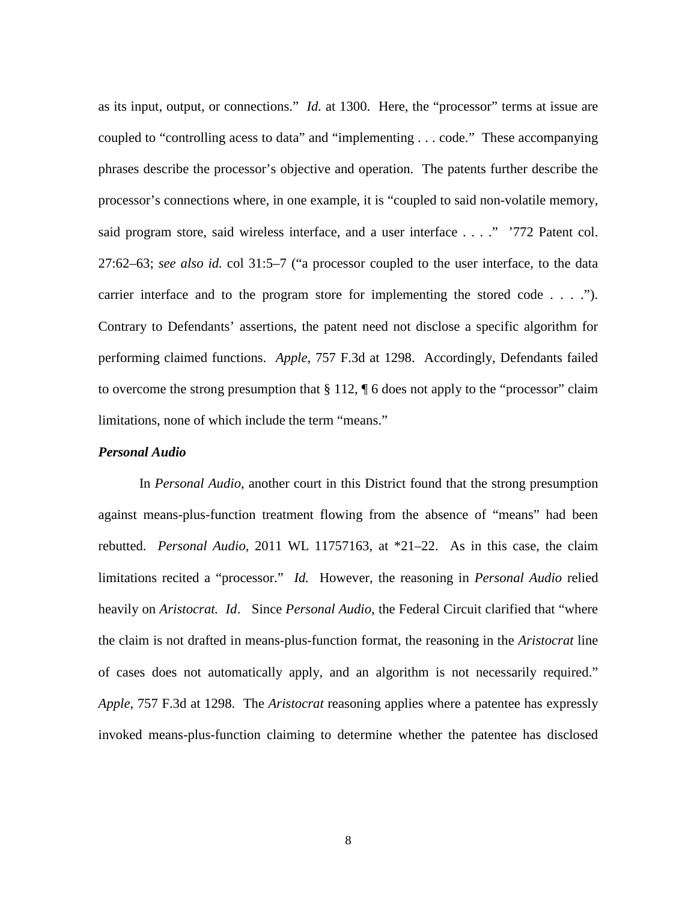as its input, output, or connections." *Id.* at 1300. Here, the "processor" terms at issue are coupled to "controlling acess to data" and "implementing . . . code." These accompanying phrases describe the processor's objective and operation. The patents further describe the processor's connections where, in one example, it is "coupled to said non-volatile memory, said program store, said wireless interface, and a user interface . . . ." '772 Patent col. 27:62–63; *see also id.* col 31:5–7 ("a processor coupled to the user interface, to the data carrier interface and to the program store for implementing the stored code . . . ."). Contrary to Defendants' assertions, the patent need not disclose a specific algorithm for performing claimed functions. *Apple*, 757 F.3d at 1298. Accordingly, Defendants failed to overcome the strong presumption that § 112, ¶ 6 does not apply to the "processor" claim limitations, none of which include the term "means."

***Personal Audio***

In *Personal Audio*, another court in this District found that the strong presumption against means-plus-function treatment flowing from the absence of "means" had been rebutted. *Personal Audio*, 2011 WL 11757163, at *21–22. As in this case, the claim limitations recited a "processor." *Id.* However, the reasoning in *Personal Audio* relied heavily on *Aristocrat. Id*. Since *Personal Audio*, the Federal Circuit clarified that "where the claim is not drafted in means-plus-function format, the reasoning in the *Aristocrat* line of cases does not automatically apply, and an algorithm is not necessarily required." *Apple*, 757 F.3d at 1298. The *Aristocrat* reasoning applies where a patentee has expressly invoked means-plus-function claiming to determine whether the patentee has disclosed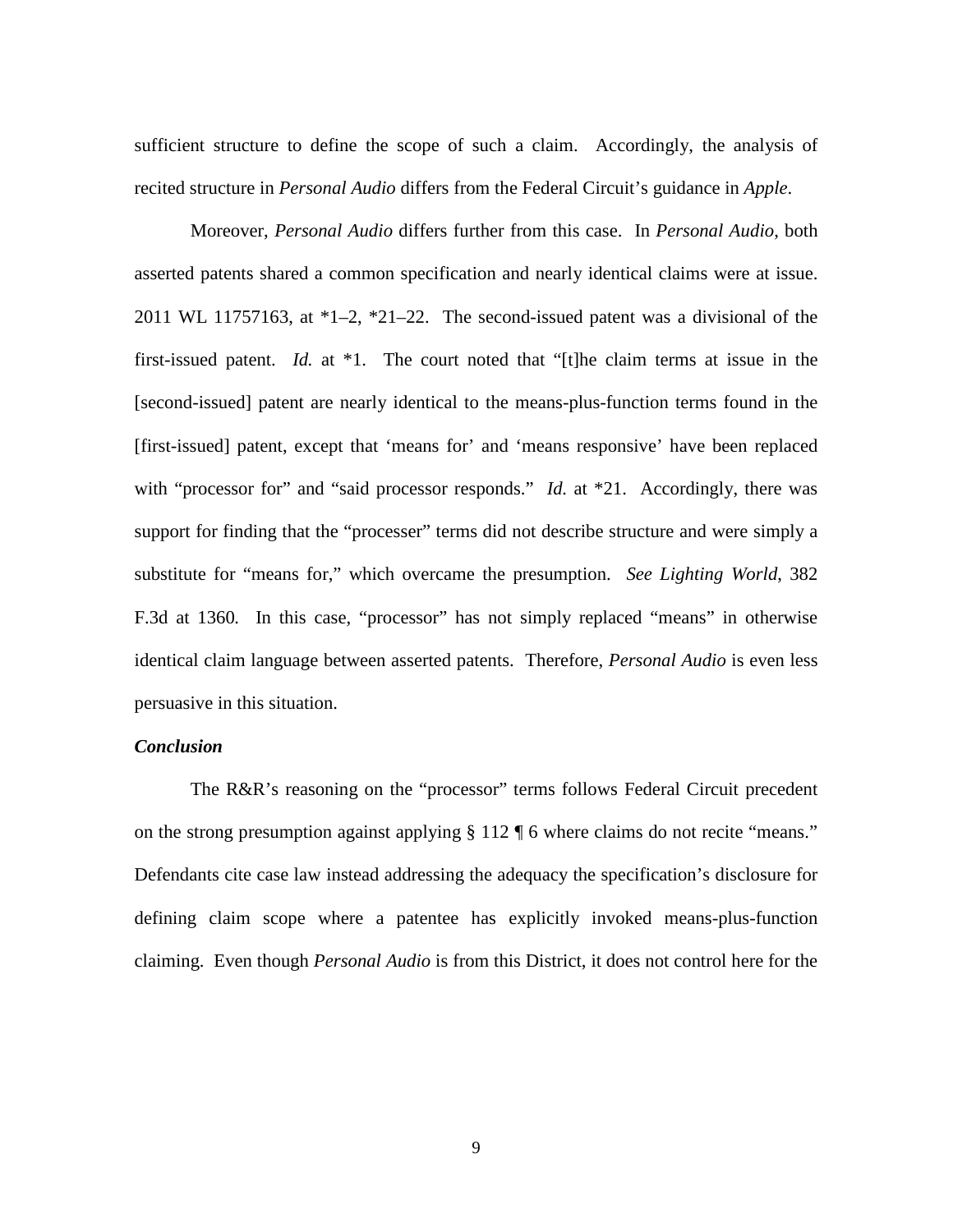sufficient structure to define the scope of such a claim. Accordingly, the analysis of recited structure in *Personal Audio* differs from the Federal Circuit's guidance in *Apple*.

Moreover, *Personal Audio* differs further from this case. In *Personal Audio*, both asserted patents shared a common specification and nearly identical claims were at issue. 2011 WL 11757163, at *1–2, *21–22. The second-issued patent was a divisional of the first-issued patent. *Id.* at *1. The court noted that "[t]he claim terms at issue in the [second-issued] patent are nearly identical to the means-plus-function terms found in the [first-issued] patent, except that 'means for' and 'means responsive' have been replaced with "processor for" and "said processor responds." *Id.* at *21. Accordingly, there was support for finding that the "processer" terms did not describe structure and were simply a substitute for "means for," which overcame the presumption. *See Lighting World*, 382 F.3d at 1360*.* In this case, "processor" has not simply replaced "means" in otherwise identical claim language between asserted patents. Therefore, *Personal Audio* is even less persuasive in this situation.

***Conclusion***

The R&R's reasoning on the "processor" terms follows Federal Circuit precedent on the strong presumption against applying § 112 ¶ 6 where claims do not recite "means." Defendants cite case law instead addressing the adequacy the specification's disclosure for defining claim scope where a patentee has explicitly invoked means-plus-function claiming. Even though *Personal Audio* is from this District, it does not control here for the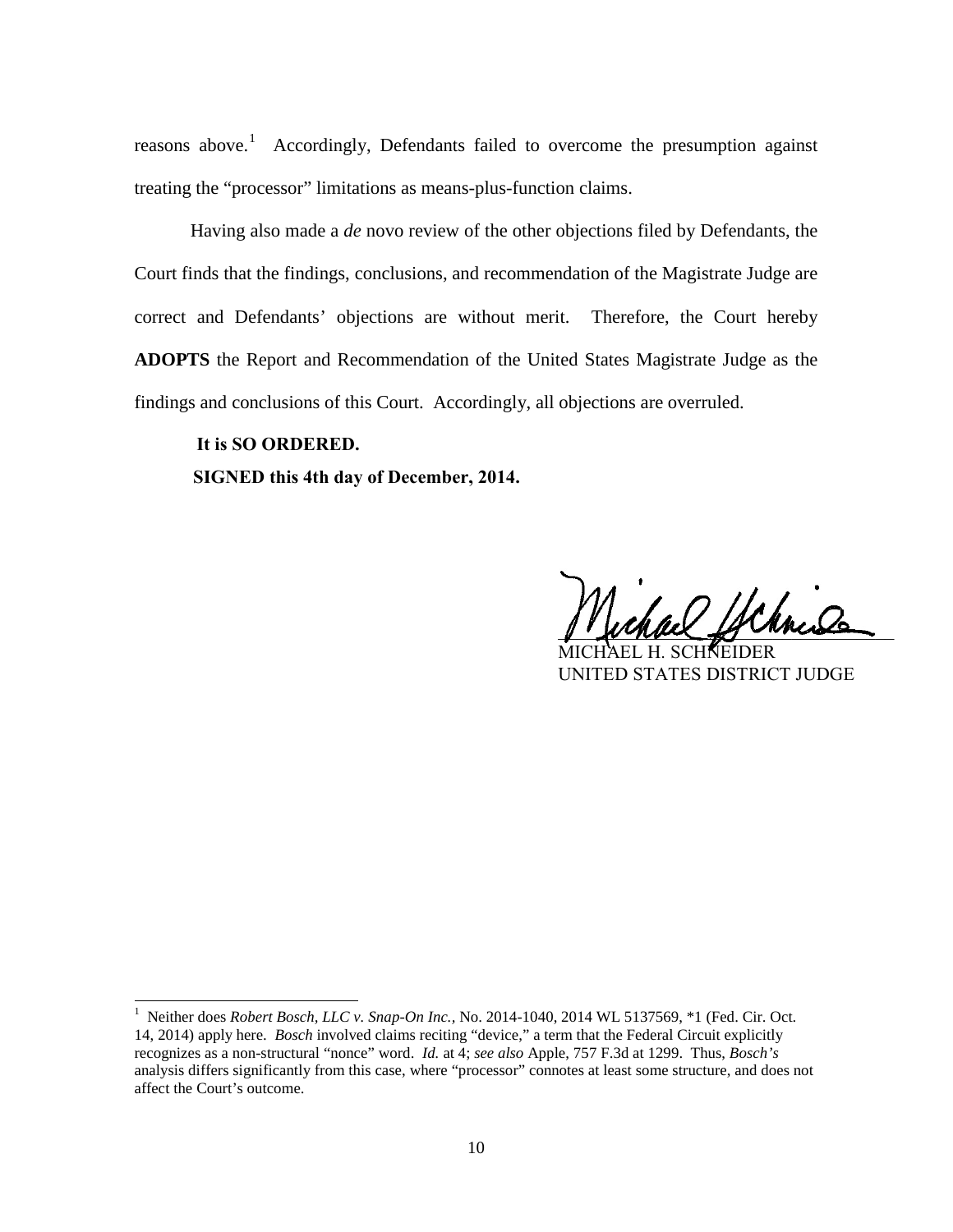reasons above.[1] Accordingly, Defendants failed to overcome the presumption against treating the "processor" limitations as means-plus-function claims.

Having also made a *de* novo review of the other objections filed by Defendants, the Court finds that the findings, conclusions, and recommendation of the Magistrate Judge are correct and Defendants' objections are without merit. Therefore, the Court hereby **ADOPTS** the Report and Recommendation of the United States Magistrate Judge as the findings and conclusions of this Court. Accordingly, all objections are overruled.

**It is SO ORDERED.**

**SIGNED this 4th day of December, 2014.**

MICHAEL H. SCHNEIDER
UNITED STATES DISTRICT JUDGE

---

[1] Neither does *Robert Bosch, LLC v. Snap-On Inc.,* No. 2014-1040, 2014 WL 5137569, *1 (Fed. Cir. Oct. 14, 2014) apply here. *Bosch* involved claims reciting "device," a term that the Federal Circuit explicitly recognizes as a non-structural "nonce" word. *Id.* at 4; *see also* Apple, 757 F.3d at 1299. Thus, *Bosch's* analysis differs significantly from this case, where "processor" connotes at least some structure, and does not affect the Court's outcome.